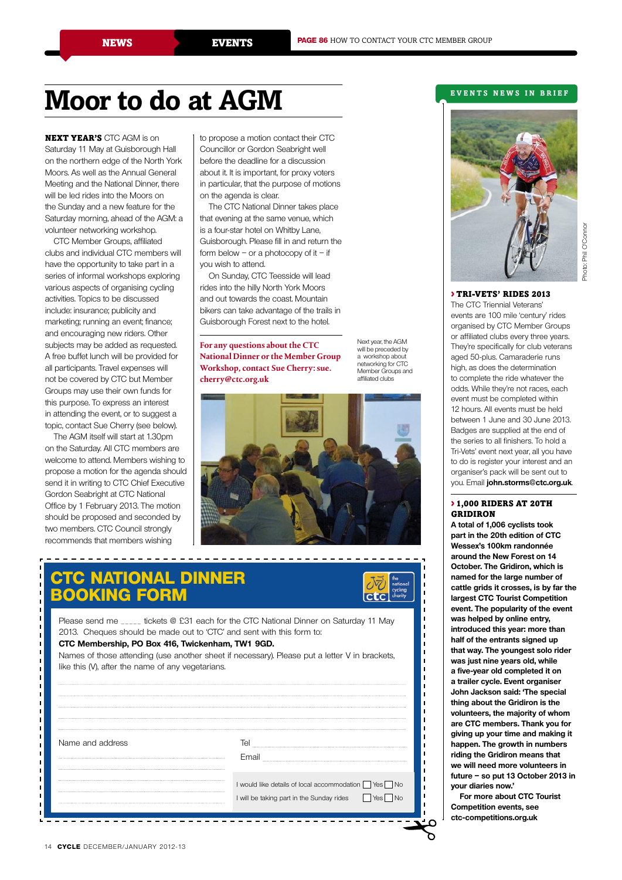# Moor to do at AGM

**NEXT YEAR'S** CTC AGM is on Saturday 11 May at Guisborough Hall on the northern edge of the North York Moors. As well as the Annual General Meeting and the National Dinner, there will be led rides into the Moors on the Sunday and a new feature for the Saturday morning, ahead of the AGM: a volunteer networking workshop.

CTC Member Groups, affiliated clubs and individual CTC members will have the opportunity to take part in a series of informal workshops exploring various aspects of organising cycling activities. Topics to be discussed include: insurance; publicity and marketing; running an event; finance; and encouraging new riders. Other subjects may be added as requested. A free buffet lunch will be provided for all participants. Travel expenses will not be covered by CTC but Member Groups may use their own funds for this purpose. To express an interest in attending the event, or to suggest a topic, contact Sue Cherry (see below).

The AGM itself will start at 1.30pm on the Saturday. All CTC members are welcome to attend. Members wishing to propose a motion for the agenda should send it in writing to CTC Chief Executive Gordon Seabright at CTC National Office by 1 February 2013. The motion should be proposed and seconded by two members. CTC Council strongly recommends that members wishing to propose a motion contact their CTC Councillor or Gordon Seabright well before the deadline for a discussion about it. It is important, for proxy voters in particular, that the purpose of motions on the agenda is clear.

The CTC National Dinner takes place that evening at the same venue, which is a four-star hotel on Whitby Lane, Guisborough. Please fill in and return the form below – or a photocopy of it – if you wish to attend.

On Sunday, CTC Teesside will lead rides into the hilly North York Moors and out towards the coast. Mountain bikers can take advantage of the trails in Guisborough Forest next to the hotel.

**For any questions about the CTC National Dinner or the Member Group Workshop, contact Sue Cherry: sue.cherry@ctc.org.uk**

Next year, the AGM will be preceded by a workshop about networking for CTC Member Groups and affiliated clubs

## CTC NATIONAL DINNER BOOKING FORM

Please send me _____ tickets @ £31 each for the CTC National Dinner on Saturday 11 May 2013. Cheques should be made out to 'CTC' and sent with this form to:

**CTC Membership, PO Box 416, Twickenham, TW1 9GD.**

Names of those attending (use another sheet if necessary). Please put a letter V in brackets, like this (V), after the name of any vegetarians.

..................................................

..................................................

..................................................

Name and address ..................................................

Tel ..................................................

Email ..................................................

I would like details of local accommodation ☐ Yes ☐ No

I will be taking part in the Sunday rides ☐ Yes ☐ No

## EVENTS NEWS IN BRIEF

Photo: Phil O'Connor

### › TRI-VETS' RIDES 2013

The CTC Triennial Veterans' events are 100 mile 'century' rides organised by CTC Member Groups or affiliated clubs every three years. They're specifically for club veterans aged 50-plus. Camaraderie runs high, as does the determination to complete the ride whatever the odds. While they're not races, each event must be completed within 12 hours. All events must be held between 1 June and 30 June 2013. Badges are supplied at the end of the series to all finishers. To hold a Tri-Vets' event next year, all you have to do is register your interest and an organiser's pack will be sent out to you. Email **john.storms@ctc.org.uk**.

### › 1,000 RIDERS AT 20TH GRIDIRON

**A total of 1,006 cyclists took part in the 20th edition of CTC Wessex's 100km randonnée around the New Forest on 14 October. The Gridiron, which is named for the large number of cattle grids it crosses, is by far the largest CTC Tourist Competition event. The popularity of the event was helped by online entry, introduced this year: more than half of the entrants signed up that way. The youngest solo rider was just nine years old, while a five-year old completed it on a trailer cycle. Event organiser John Jackson said: 'The special thing about the Gridiron is the volunteers, the majority of whom are CTC members. Thank you for giving up your time and making it happen. The growth in numbers riding the Gridiron means that we will need more volunteers in future – so put 13 October 2013 in your diaries now.'**

**For more about CTC Tourist Competition events, see ctc-competitions.org.uk**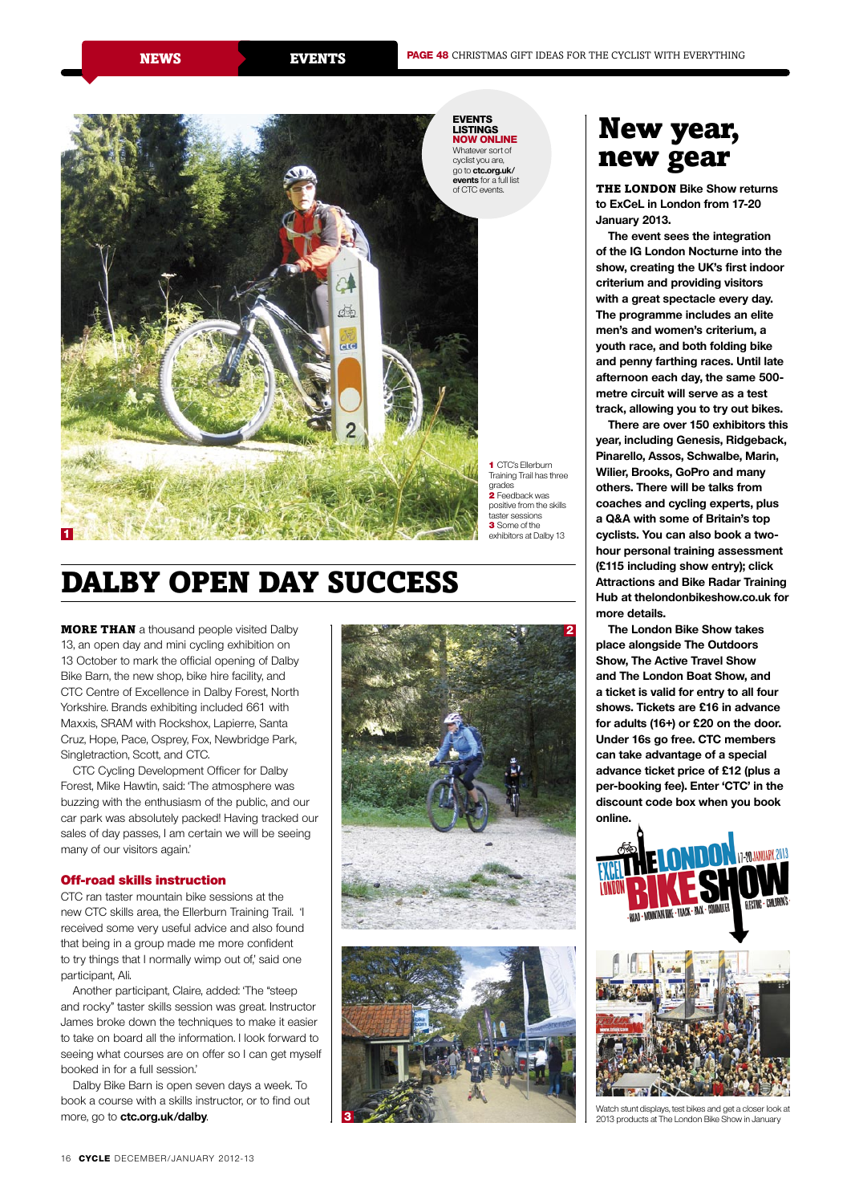EVENTS LISTINGS NOW ONLINE
Whatever sort of cyclist you are, go to **ctc.org.uk/events** for a full list of CTC events.

1 CTC's Ellerburn Training Trail has three grades
2 Feedback was positive from the skills taster sessions
3 Some of the exhibitors at Dalby 13

# DALBY OPEN DAY SUCCESS

**MORE THAN** a thousand people visited Dalby 13, an open day and mini cycling exhibition on 13 October to mark the official opening of Dalby Bike Barn, the new shop, bike hire facility, and CTC Centre of Excellence in Dalby Forest, North Yorkshire. Brands exhibiting included 661 with Maxxis, SRAM with Rockshox, Lapierre, Santa Cruz, Hope, Pace, Osprey, Fox, Newbridge Park, Singletraction, Scott, and CTC.

CTC Cycling Development Officer for Dalby Forest, Mike Hawtin, said: 'The atmosphere was buzzing with the enthusiasm of the public, and our car park was absolutely packed! Having tracked our sales of day passes, I am certain we will be seeing many of our visitors again.'

### Off-road skills instruction

CTC ran taster mountain bike sessions at the new CTC skills area, the Ellerburn Training Trail. 'I received some very useful advice and also found that being in a group made me more confident to try things that I normally wimp out of,' said one participant, Ali.

Another participant, Claire, added: 'The "steep and rocky" taster skills session was great. Instructor James broke down the techniques to make it easier to take on board all the information. I look forward to seeing what courses are on offer so I can get myself booked in for a full session.'

Dalby Bike Barn is open seven days a week. To book a course with a skills instructor, or to find out more, go to **ctc.org.uk/dalby**.

# New year, new gear

**THE LONDON Bike Show returns to ExCeL in London from 17-20 January 2013.**

**The event sees the integration of the IG London Nocturne into the show, creating the UK's first indoor criterium and providing visitors with a great spectacle every day. The programme includes an elite men's and women's criterium, a youth race, and both folding bike and penny farthing races. Until late afternoon each day, the same 500-metre circuit will serve as a test track, allowing you to try out bikes.**

**There are over 150 exhibitors this year, including Genesis, Ridgeback, Pinarello, Assos, Schwalbe, Marin, Wilier, Brooks, GoPro and many others. There will be talks from coaches and cycling experts, plus a Q&A with some of Britain's top cyclists. You can also book a two-hour personal training assessment (£115 including show entry); click Attractions and Bike Radar Training Hub at thelondonbikeshow.co.uk for more details.**

**The London Bike Show takes place alongside The Outdoors Show, The Active Travel Show and The London Boat Show, and a ticket is valid for entry to all four shows. Tickets are £16 in advance for adults (16+) or £20 on the door. Under 16s go free. CTC members can take advantage of a special advance ticket price of £12 (plus a per-booking fee). Enter 'CTC' in the discount code box when you book online.**

Watch stunt displays, test bikes and get a closer look at 2013 products at The London Bike Show in January